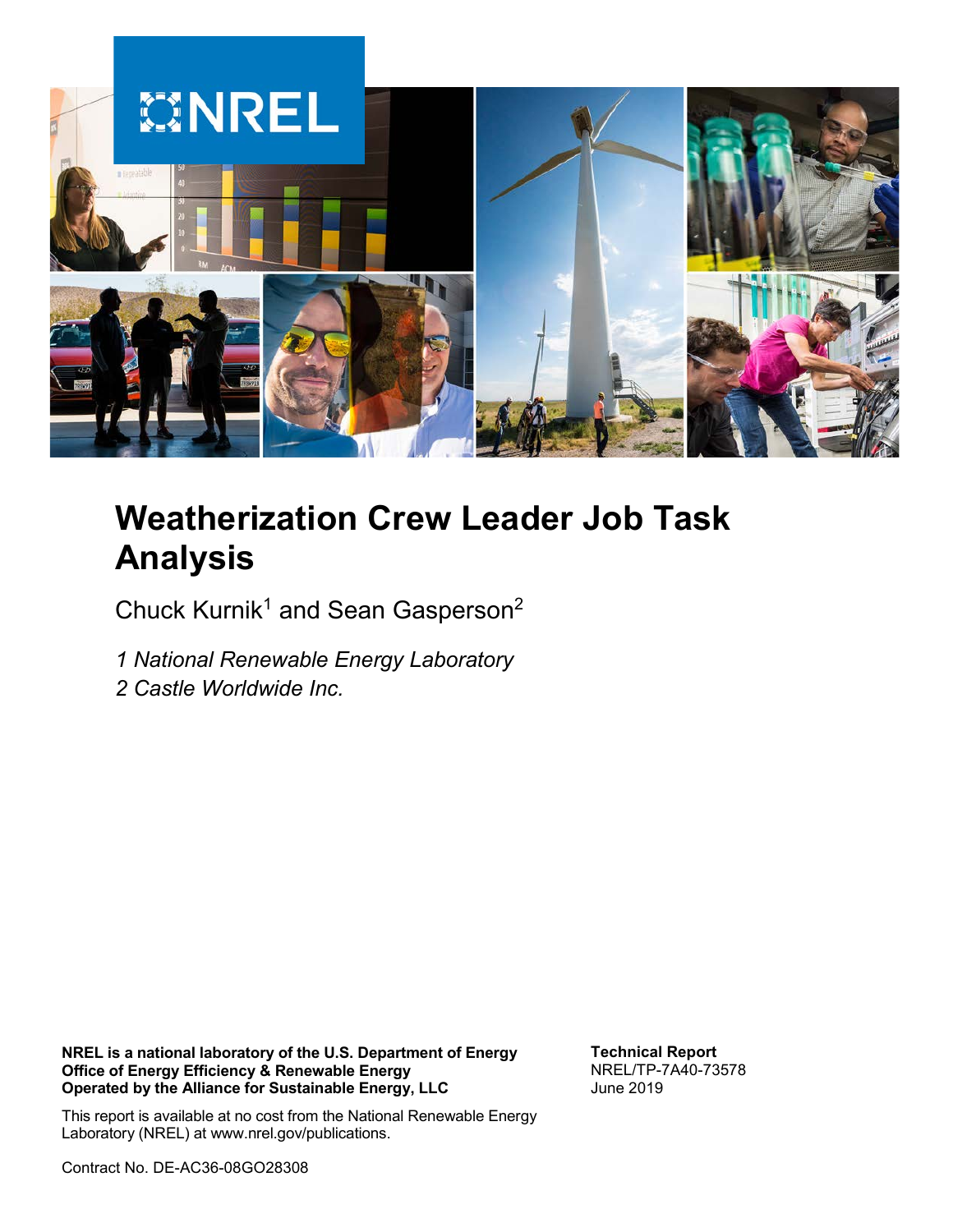# Weatherization Crew Leader Job Task Analysis

Chuck Kurnik[1] and Sean Gasperson[2]

*1 National Renewable Energy Laboratory*
*2 Castle Worldwide Inc.*

**NREL is a national laboratory of the U.S. Department of Energy**
**Office of Energy Efficiency & Renewable Energy**
**Operated by the Alliance for Sustainable Energy, LLC**

This report is available at no cost from the National Renewable Energy Laboratory (NREL) at www.nrel.gov/publications.

Contract No. DE-AC36-08GO28308

**Technical Report**
NREL/TP-7A40-73578
June 2019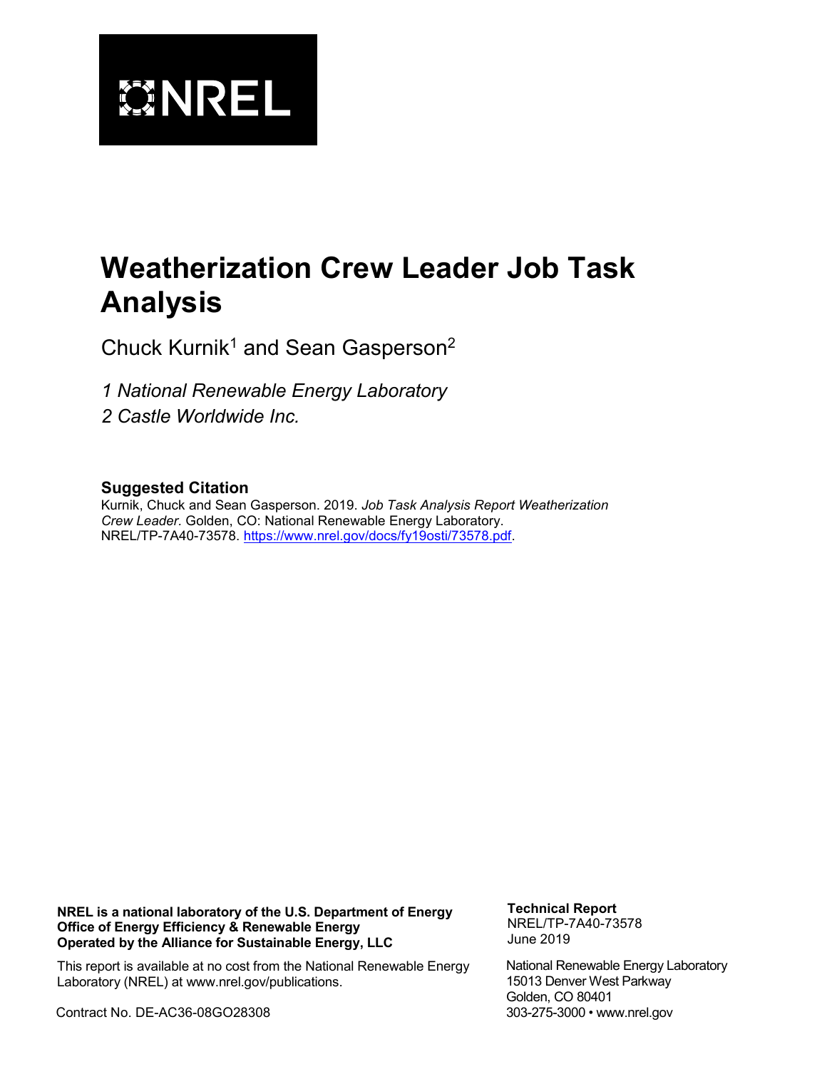NREL

# Weatherization Crew Leader Job Task Analysis

Chuck Kurnik[1] and Sean Gasperson[2]

*1 National Renewable Energy Laboratory*

*2 Castle Worldwide Inc.*

### Suggested Citation

Kurnik, Chuck and Sean Gasperson. 2019. *Job Task Analysis Report Weatherization Crew Leader.* Golden, CO: National Renewable Energy Laboratory. NREL/TP-7A40-73578. https://www.nrel.gov/docs/fy19osti/73578.pdf.

**NREL is a national laboratory of the U.S. Department of Energy**
**Office of Energy Efficiency & Renewable Energy**
**Operated by the Alliance for Sustainable Energy, LLC**

This report is available at no cost from the National Renewable Energy Laboratory (NREL) at www.nrel.gov/publications.

Contract No. DE-AC36-08GO28308

**Technical Report**
NREL/TP-7A40-73578
June 2019

National Renewable Energy Laboratory
15013 Denver West Parkway
Golden, CO 80401
303-275-3000 • www.nrel.gov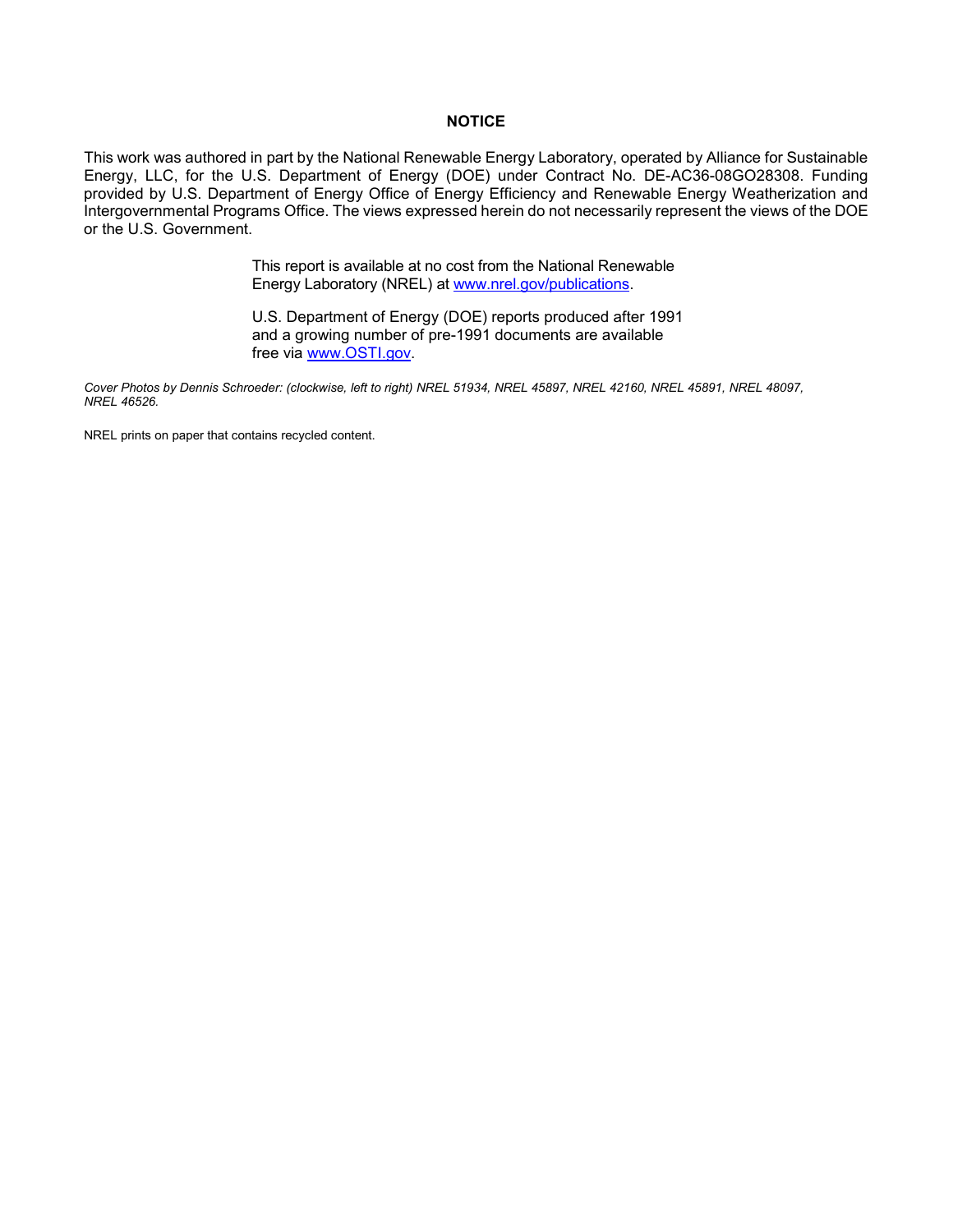**NOTICE**

This work was authored in part by the National Renewable Energy Laboratory, operated by Alliance for Sustainable Energy, LLC, for the U.S. Department of Energy (DOE) under Contract No. DE-AC36-08GO28308. Funding provided by U.S. Department of Energy Office of Energy Efficiency and Renewable Energy Weatherization and Intergovernmental Programs Office. The views expressed herein do not necessarily represent the views of the DOE or the U.S. Government.

This report is available at no cost from the National Renewable Energy Laboratory (NREL) at [www.nrel.gov/publications](www.nrel.gov/publications).

U.S. Department of Energy (DOE) reports produced after 1991 and a growing number of pre-1991 documents are available free via [www.OSTI.gov](www.OSTI.gov).

*Cover Photos by Dennis Schroeder: (clockwise, left to right) NREL 51934, NREL 45897, NREL 42160, NREL 45891, NREL 48097, NREL 46526.*

NREL prints on paper that contains recycled content.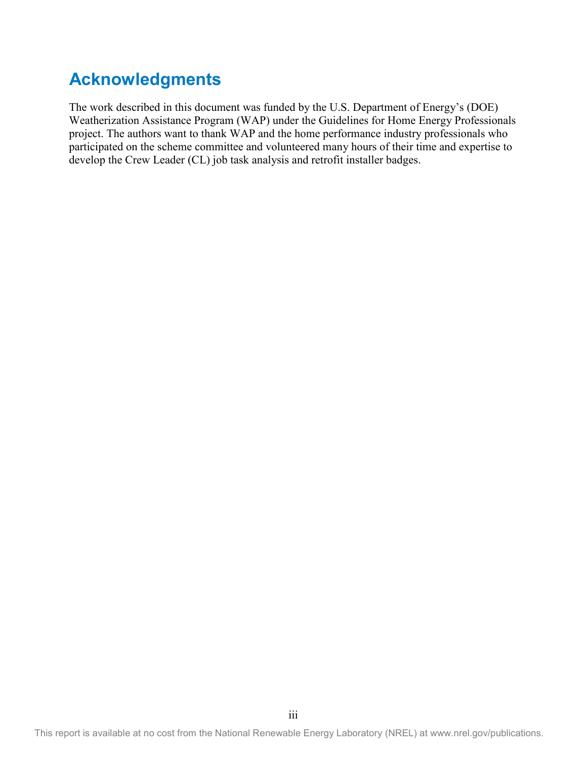# Acknowledgments

The work described in this document was funded by the U.S. Department of Energy's (DOE) Weatherization Assistance Program (WAP) under the Guidelines for Home Energy Professionals project. The authors want to thank WAP and the home performance industry professionals who participated on the scheme committee and volunteered many hours of their time and expertise to develop the Crew Leader (CL) job task analysis and retrofit installer badges.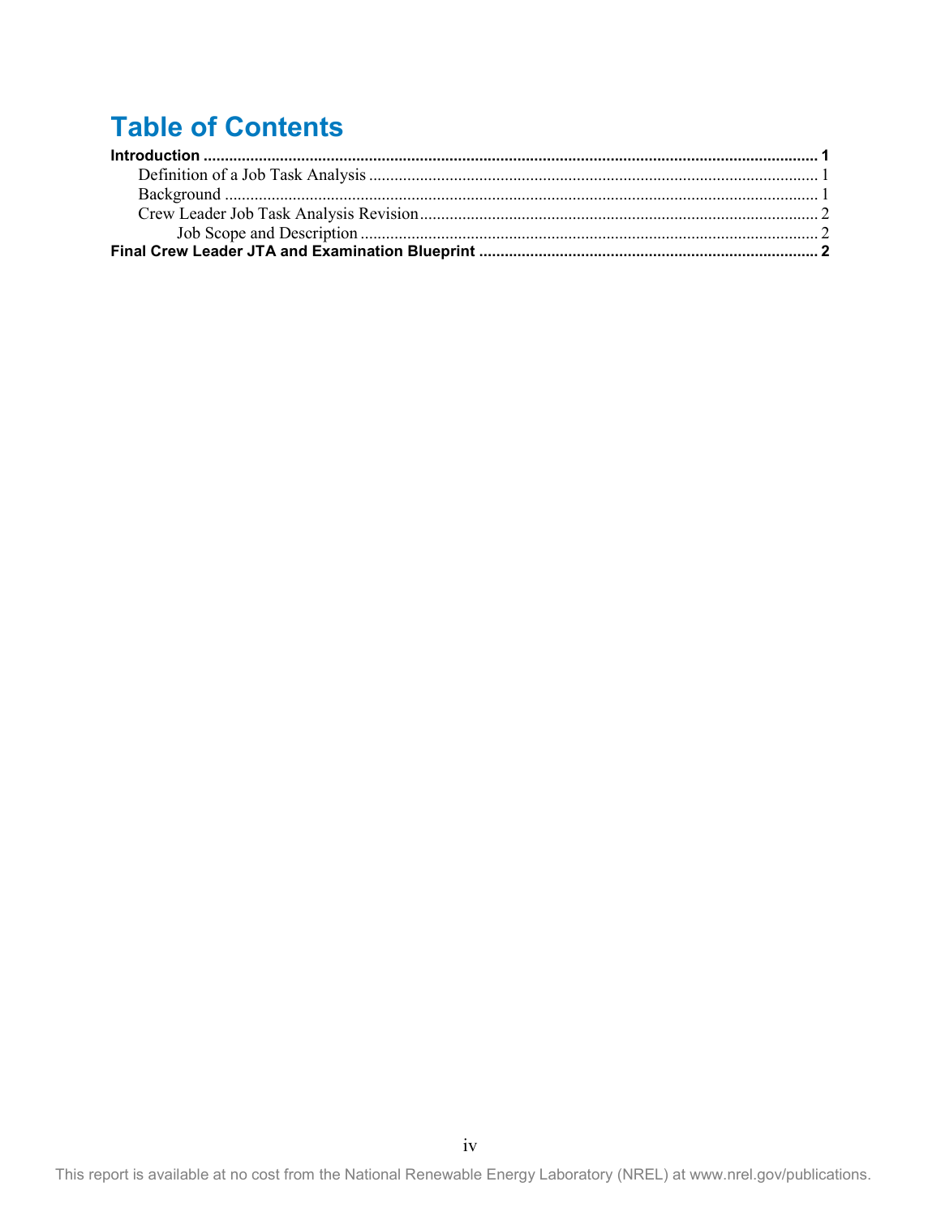# Table of Contents

**Introduction .......... 1**

- Definition of a Job Task Analysis .......... 1
- Background .......... 1
- Crew Leader Job Task Analysis Revision .......... 2
  - Job Scope and Description .......... 2

**Final Crew Leader JTA and Examination Blueprint .......... 2**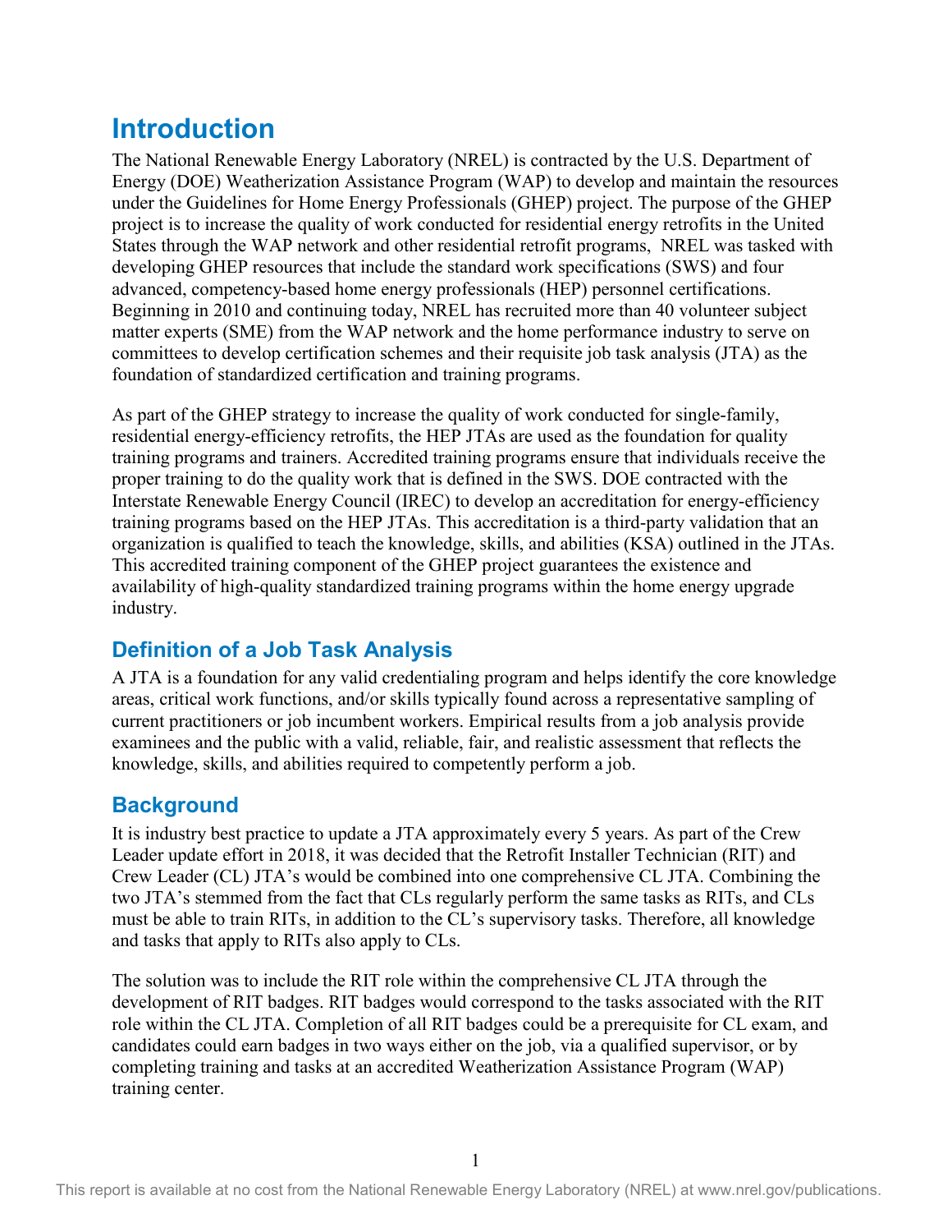# Introduction

The National Renewable Energy Laboratory (NREL) is contracted by the U.S. Department of Energy (DOE) Weatherization Assistance Program (WAP) to develop and maintain the resources under the Guidelines for Home Energy Professionals (GHEP) project. The purpose of the GHEP project is to increase the quality of work conducted for residential energy retrofits in the United States through the WAP network and other residential retrofit programs, NREL was tasked with developing GHEP resources that include the standard work specifications (SWS) and four advanced, competency-based home energy professionals (HEP) personnel certifications. Beginning in 2010 and continuing today, NREL has recruited more than 40 volunteer subject matter experts (SME) from the WAP network and the home performance industry to serve on committees to develop certification schemes and their requisite job task analysis (JTA) as the foundation of standardized certification and training programs.

As part of the GHEP strategy to increase the quality of work conducted for single-family, residential energy-efficiency retrofits, the HEP JTAs are used as the foundation for quality training programs and trainers. Accredited training programs ensure that individuals receive the proper training to do the quality work that is defined in the SWS. DOE contracted with the Interstate Renewable Energy Council (IREC) to develop an accreditation for energy-efficiency training programs based on the HEP JTAs. This accreditation is a third-party validation that an organization is qualified to teach the knowledge, skills, and abilities (KSA) outlined in the JTAs. This accredited training component of the GHEP project guarantees the existence and availability of high-quality standardized training programs within the home energy upgrade industry.

## Definition of a Job Task Analysis

A JTA is a foundation for any valid credentialing program and helps identify the core knowledge areas, critical work functions, and/or skills typically found across a representative sampling of current practitioners or job incumbent workers. Empirical results from a job analysis provide examinees and the public with a valid, reliable, fair, and realistic assessment that reflects the knowledge, skills, and abilities required to competently perform a job.

## Background

It is industry best practice to update a JTA approximately every 5 years. As part of the Crew Leader update effort in 2018, it was decided that the Retrofit Installer Technician (RIT) and Crew Leader (CL) JTA's would be combined into one comprehensive CL JTA. Combining the two JTA's stemmed from the fact that CLs regularly perform the same tasks as RITs, and CLs must be able to train RITs, in addition to the CL's supervisory tasks. Therefore, all knowledge and tasks that apply to RITs also apply to CLs.

The solution was to include the RIT role within the comprehensive CL JTA through the development of RIT badges. RIT badges would correspond to the tasks associated with the RIT role within the CL JTA. Completion of all RIT badges could be a prerequisite for CL exam, and candidates could earn badges in two ways either on the job, via a qualified supervisor, or by completing training and tasks at an accredited Weatherization Assistance Program (WAP) training center.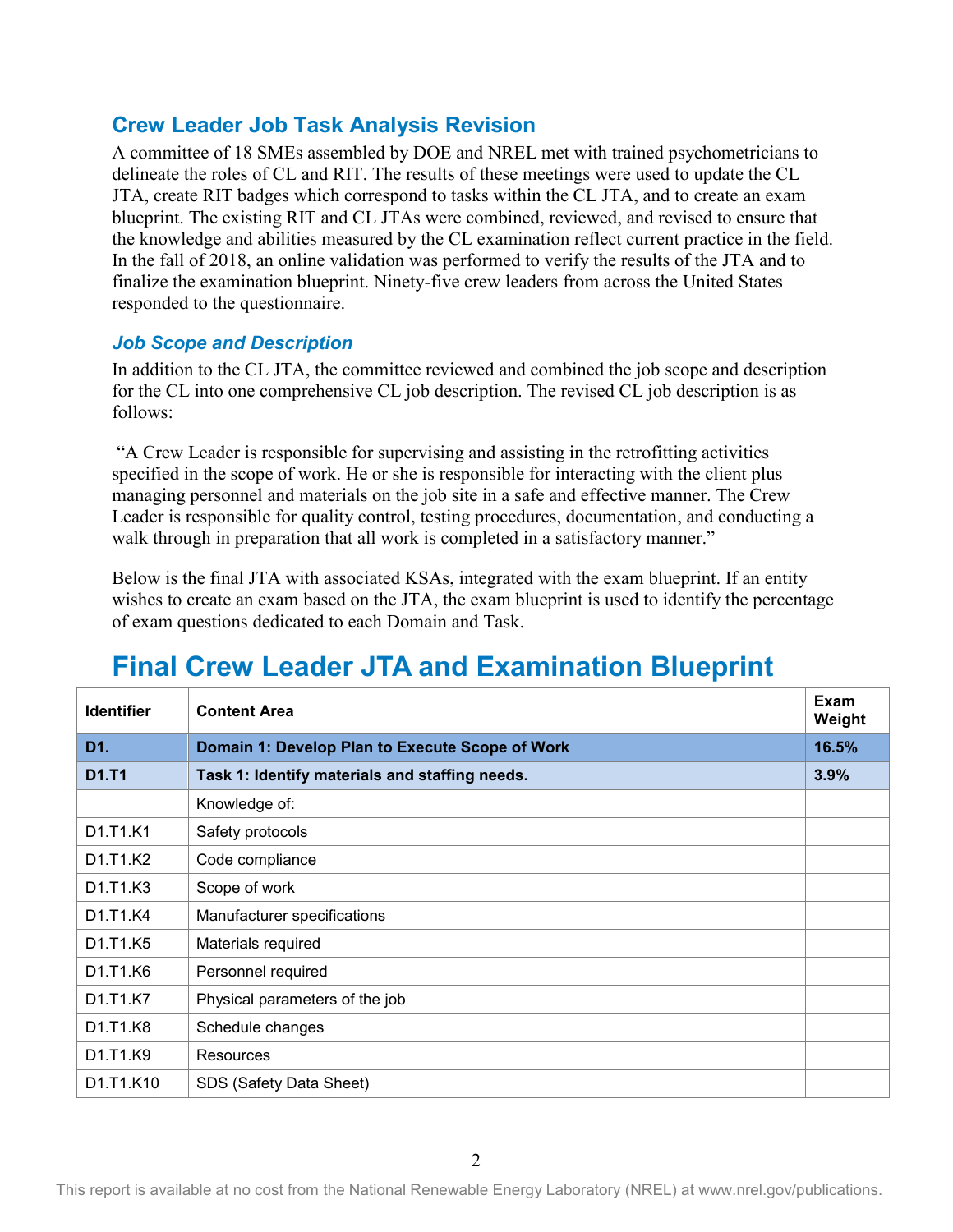## Crew Leader Job Task Analysis Revision

A committee of 18 SMEs assembled by DOE and NREL met with trained psychometricians to delineate the roles of CL and RIT. The results of these meetings were used to update the CL JTA, create RIT badges which correspond to tasks within the CL JTA, and to create an exam blueprint. The existing RIT and CL JTAs were combined, reviewed, and revised to ensure that the knowledge and abilities measured by the CL examination reflect current practice in the field. In the fall of 2018, an online validation was performed to verify the results of the JTA and to finalize the examination blueprint. Ninety-five crew leaders from across the United States responded to the questionnaire.

### *Job Scope and Description*

In addition to the CL JTA, the committee reviewed and combined the job scope and description for the CL into one comprehensive CL job description. The revised CL job description is as follows:

"A Crew Leader is responsible for supervising and assisting in the retrofitting activities specified in the scope of work. He or she is responsible for interacting with the client plus managing personnel and materials on the job site in a safe and effective manner. The Crew Leader is responsible for quality control, testing procedures, documentation, and conducting a walk through in preparation that all work is completed in a satisfactory manner."

Below is the final JTA with associated KSAs, integrated with the exam blueprint. If an entity wishes to create an exam based on the JTA, the exam blueprint is used to identify the percentage of exam questions dedicated to each Domain and Task.

# Final Crew Leader JTA and Examination Blueprint

| Identifier | Content Area | Exam Weight |
|---|---|---|
| **D1.** | **Domain 1: Develop Plan to Execute Scope of Work** | **16.5%** |
| **D1.T1** | **Task 1: Identify materials and staffing needs.** | **3.9%** |
| | Knowledge of: | |
| D1.T1.K1 | Safety protocols | |
| D1.T1.K2 | Code compliance | |
| D1.T1.K3 | Scope of work | |
| D1.T1.K4 | Manufacturer specifications | |
| D1.T1.K5 | Materials required | |
| D1.T1.K6 | Personnel required | |
| D1.T1.K7 | Physical parameters of the job | |
| D1.T1.K8 | Schedule changes | |
| D1.T1.K9 | Resources | |
| D1.T1.K10 | SDS (Safety Data Sheet) | |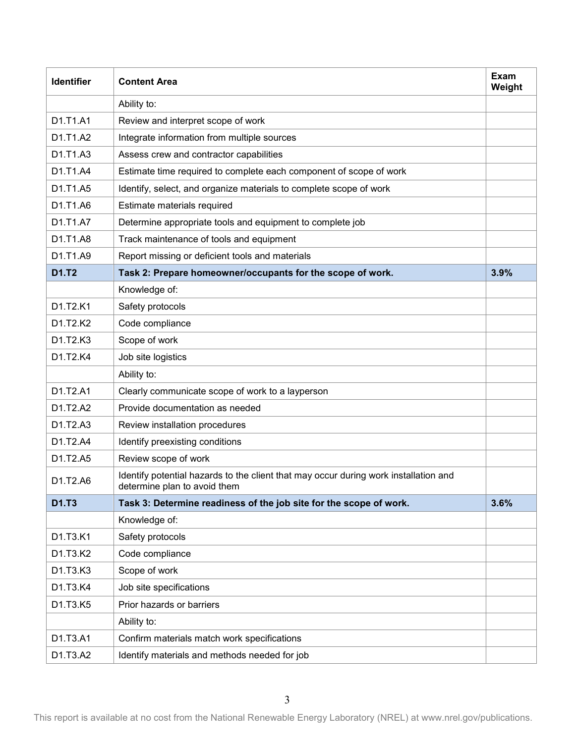| Identifier | Content Area | Exam Weight |
|---|---|---|
| | Ability to: | |
| D1.T1.A1 | Review and interpret scope of work | |
| D1.T1.A2 | Integrate information from multiple sources | |
| D1.T1.A3 | Assess crew and contractor capabilities | |
| D1.T1.A4 | Estimate time required to complete each component of scope of work | |
| D1.T1.A5 | Identify, select, and organize materials to complete scope of work | |
| D1.T1.A6 | Estimate materials required | |
| D1.T1.A7 | Determine appropriate tools and equipment to complete job | |
| D1.T1.A8 | Track maintenance of tools and equipment | |
| D1.T1.A9 | Report missing or deficient tools and materials | |
| **D1.T2** | **Task 2: Prepare homeowner/occupants for the scope of work.** | **3.9%** |
| | Knowledge of: | |
| D1.T2.K1 | Safety protocols | |
| D1.T2.K2 | Code compliance | |
| D1.T2.K3 | Scope of work | |
| D1.T2.K4 | Job site logistics | |
| | Ability to: | |
| D1.T2.A1 | Clearly communicate scope of work to a layperson | |
| D1.T2.A2 | Provide documentation as needed | |
| D1.T2.A3 | Review installation procedures | |
| D1.T2.A4 | Identify preexisting conditions | |
| D1.T2.A5 | Review scope of work | |
| D1.T2.A6 | Identify potential hazards to the client that may occur during work installation and determine plan to avoid them | |
| **D1.T3** | **Task 3: Determine readiness of the job site for the scope of work.** | **3.6%** |
| | Knowledge of: | |
| D1.T3.K1 | Safety protocols | |
| D1.T3.K2 | Code compliance | |
| D1.T3.K3 | Scope of work | |
| D1.T3.K4 | Job site specifications | |
| D1.T3.K5 | Prior hazards or barriers | |
| | Ability to: | |
| D1.T3.A1 | Confirm materials match work specifications | |
| D1.T3.A2 | Identify materials and methods needed for job | |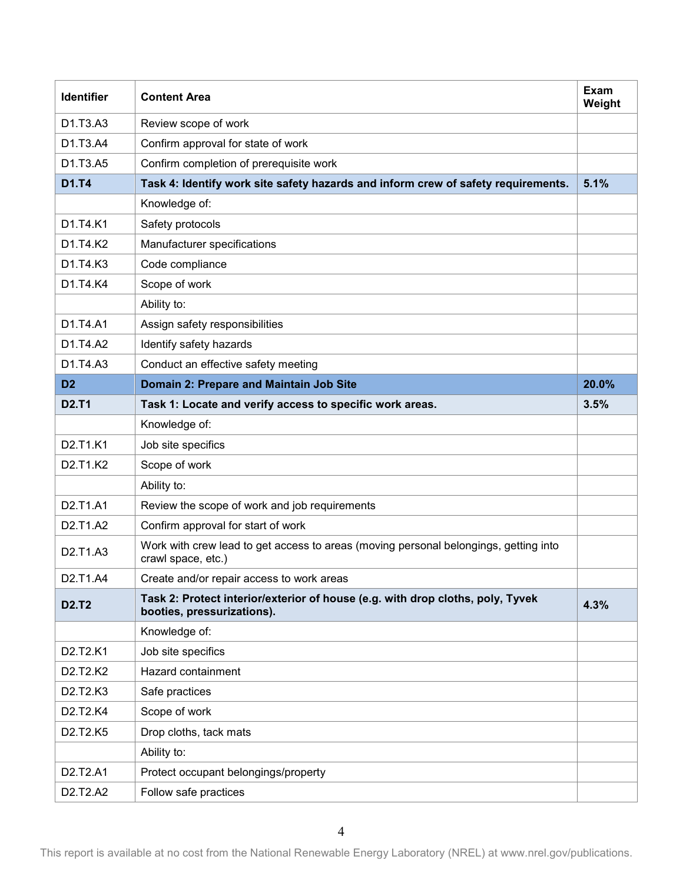| Identifier | Content Area | Exam Weight |
| --- | --- | --- |
| D1.T3.A3 | Review scope of work | |
| D1.T3.A4 | Confirm approval for state of work | |
| D1.T3.A5 | Confirm completion of prerequisite work | |
| **D1.T4** | **Task 4: Identify work site safety hazards and inform crew of safety requirements.** | **5.1%** |
| | Knowledge of: | |
| D1.T4.K1 | Safety protocols | |
| D1.T4.K2 | Manufacturer specifications | |
| D1.T4.K3 | Code compliance | |
| D1.T4.K4 | Scope of work | |
| | Ability to: | |
| D1.T4.A1 | Assign safety responsibilities | |
| D1.T4.A2 | Identify safety hazards | |
| D1.T4.A3 | Conduct an effective safety meeting | |
| **D2** | **Domain 2: Prepare and Maintain Job Site** | **20.0%** |
| **D2.T1** | **Task 1: Locate and verify access to specific work areas.** | **3.5%** |
| | Knowledge of: | |
| D2.T1.K1 | Job site specifics | |
| D2.T1.K2 | Scope of work | |
| | Ability to: | |
| D2.T1.A1 | Review the scope of work and job requirements | |
| D2.T1.A2 | Confirm approval for start of work | |
| D2.T1.A3 | Work with crew lead to get access to areas (moving personal belongings, getting into crawl space, etc.) | |
| D2.T1.A4 | Create and/or repair access to work areas | |
| **D2.T2** | **Task 2: Protect interior/exterior of house (e.g. with drop cloths, poly, Tyvek booties, pressurizations).** | **4.3%** |
| | Knowledge of: | |
| D2.T2.K1 | Job site specifics | |
| D2.T2.K2 | Hazard containment | |
| D2.T2.K3 | Safe practices | |
| D2.T2.K4 | Scope of work | |
| D2.T2.K5 | Drop cloths, tack mats | |
| | Ability to: | |
| D2.T2.A1 | Protect occupant belongings/property | |
| D2.T2.A2 | Follow safe practices | |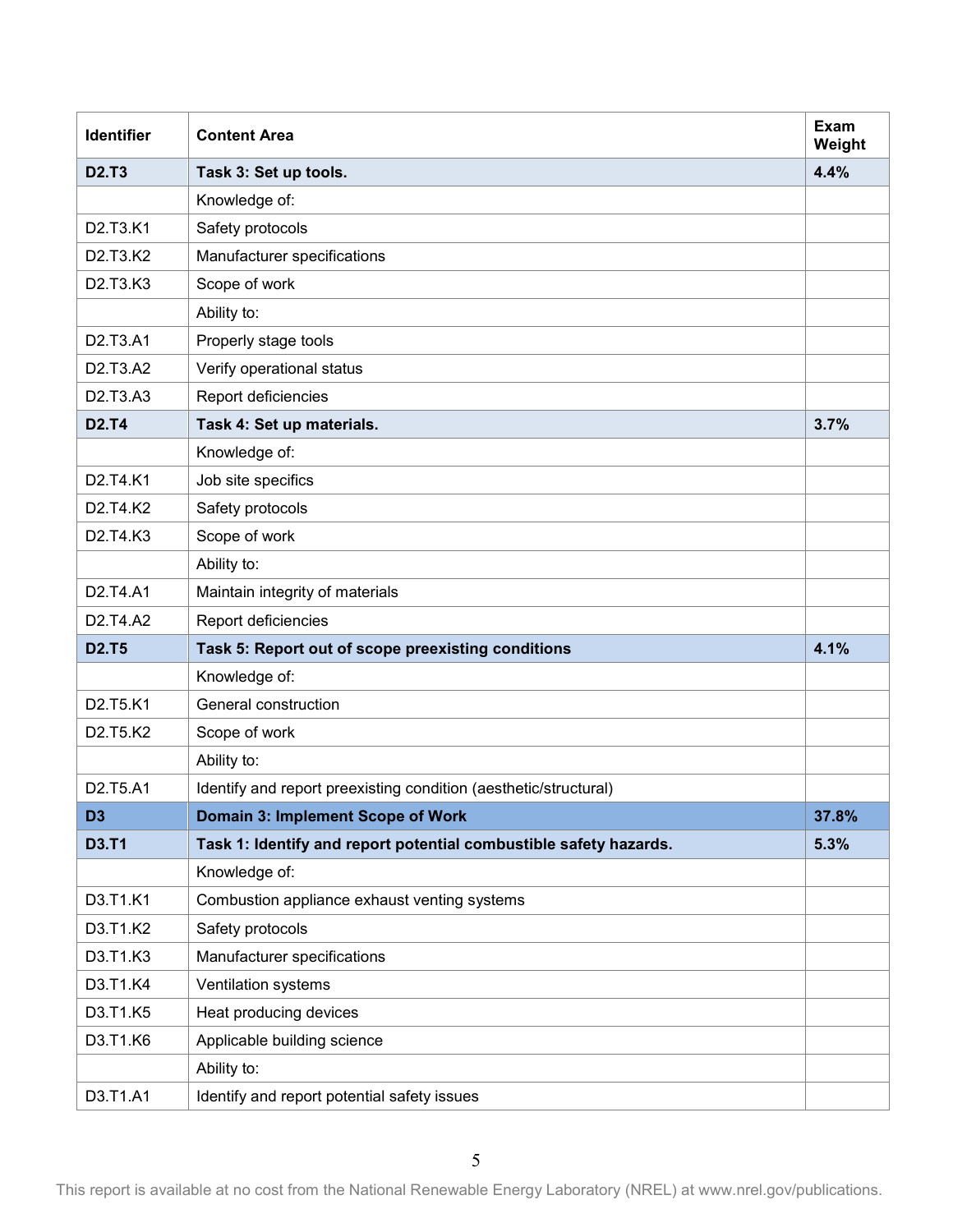| Identifier | Content Area | Exam Weight |
|---|---|---|
| **D2.T3** | **Task 3: Set up tools.** | **4.4%** |
| | Knowledge of: | |
| D2.T3.K1 | Safety protocols | |
| D2.T3.K2 | Manufacturer specifications | |
| D2.T3.K3 | Scope of work | |
| | Ability to: | |
| D2.T3.A1 | Properly stage tools | |
| D2.T3.A2 | Verify operational status | |
| D2.T3.A3 | Report deficiencies | |
| **D2.T4** | **Task 4: Set up materials.** | **3.7%** |
| | Knowledge of: | |
| D2.T4.K1 | Job site specifics | |
| D2.T4.K2 | Safety protocols | |
| D2.T4.K3 | Scope of work | |
| | Ability to: | |
| D2.T4.A1 | Maintain integrity of materials | |
| D2.T4.A2 | Report deficiencies | |
| **D2.T5** | **Task 5: Report out of scope preexisting conditions** | **4.1%** |
| | Knowledge of: | |
| D2.T5.K1 | General construction | |
| D2.T5.K2 | Scope of work | |
| | Ability to: | |
| D2.T5.A1 | Identify and report preexisting condition (aesthetic/structural) | |
| **D3** | **Domain 3: Implement Scope of Work** | **37.8%** |
| **D3.T1** | **Task 1: Identify and report potential combustible safety hazards.** | **5.3%** |
| | Knowledge of: | |
| D3.T1.K1 | Combustion appliance exhaust venting systems | |
| D3.T1.K2 | Safety protocols | |
| D3.T1.K3 | Manufacturer specifications | |
| D3.T1.K4 | Ventilation systems | |
| D3.T1.K5 | Heat producing devices | |
| D3.T1.K6 | Applicable building science | |
| | Ability to: | |
| D3.T1.A1 | Identify and report potential safety issues | |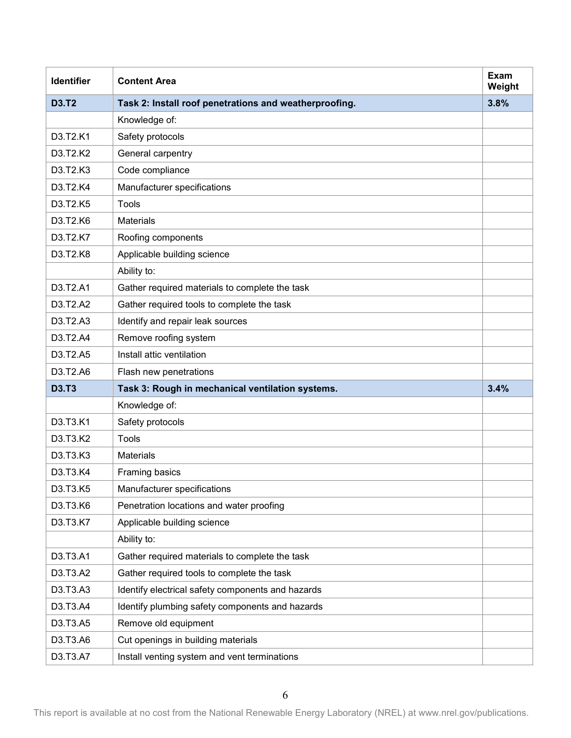| Identifier | Content Area | Exam Weight |
|---|---|---|
| **D3.T2** | **Task 2: Install roof penetrations and weatherproofing.** | **3.8%** |
| | Knowledge of: | |
| D3.T2.K1 | Safety protocols | |
| D3.T2.K2 | General carpentry | |
| D3.T2.K3 | Code compliance | |
| D3.T2.K4 | Manufacturer specifications | |
| D3.T2.K5 | Tools | |
| D3.T2.K6 | Materials | |
| D3.T2.K7 | Roofing components | |
| D3.T2.K8 | Applicable building science | |
| | Ability to: | |
| D3.T2.A1 | Gather required materials to complete the task | |
| D3.T2.A2 | Gather required tools to complete the task | |
| D3.T2.A3 | Identify and repair leak sources | |
| D3.T2.A4 | Remove roofing system | |
| D3.T2.A5 | Install attic ventilation | |
| D3.T2.A6 | Flash new penetrations | |
| **D3.T3** | **Task 3: Rough in mechanical ventilation systems.** | **3.4%** |
| | Knowledge of: | |
| D3.T3.K1 | Safety protocols | |
| D3.T3.K2 | Tools | |
| D3.T3.K3 | Materials | |
| D3.T3.K4 | Framing basics | |
| D3.T3.K5 | Manufacturer specifications | |
| D3.T3.K6 | Penetration locations and water proofing | |
| D3.T3.K7 | Applicable building science | |
| | Ability to: | |
| D3.T3.A1 | Gather required materials to complete the task | |
| D3.T3.A2 | Gather required tools to complete the task | |
| D3.T3.A3 | Identify electrical safety components and hazards | |
| D3.T3.A4 | Identify plumbing safety components and hazards | |
| D3.T3.A5 | Remove old equipment | |
| D3.T3.A6 | Cut openings in building materials | |
| D3.T3.A7 | Install venting system and vent terminations | |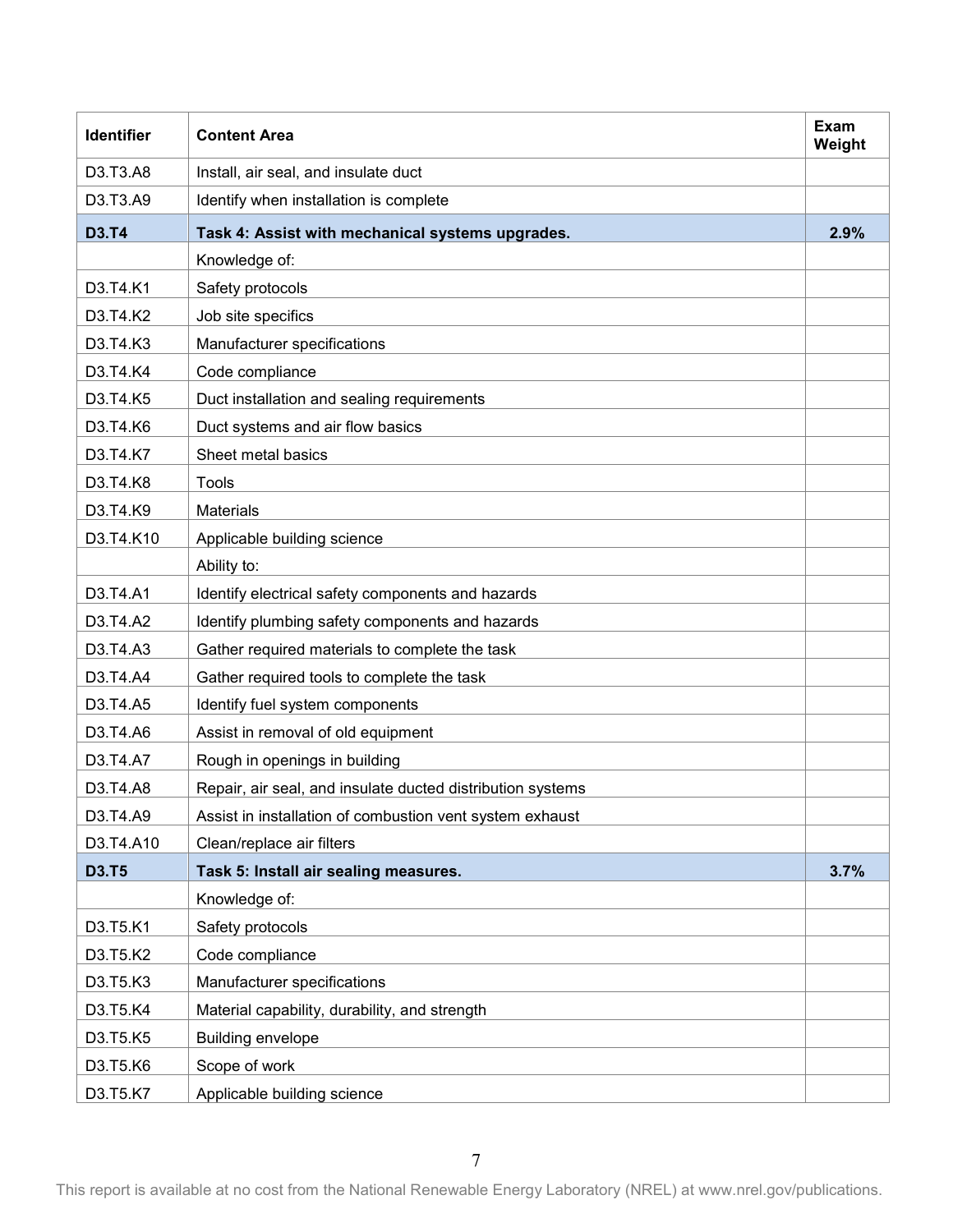| Identifier | Content Area | Exam Weight |
|---|---|---|
| D3.T3.A8 | Install, air seal, and insulate duct | |
| D3.T3.A9 | Identify when installation is complete | |
| **D3.T4** | **Task 4: Assist with mechanical systems upgrades.** | **2.9%** |
| | Knowledge of: | |
| D3.T4.K1 | Safety protocols | |
| D3.T4.K2 | Job site specifics | |
| D3.T4.K3 | Manufacturer specifications | |
| D3.T4.K4 | Code compliance | |
| D3.T4.K5 | Duct installation and sealing requirements | |
| D3.T4.K6 | Duct systems and air flow basics | |
| D3.T4.K7 | Sheet metal basics | |
| D3.T4.K8 | Tools | |
| D3.T4.K9 | Materials | |
| D3.T4.K10 | Applicable building science | |
| | Ability to: | |
| D3.T4.A1 | Identify electrical safety components and hazards | |
| D3.T4.A2 | Identify plumbing safety components and hazards | |
| D3.T4.A3 | Gather required materials to complete the task | |
| D3.T4.A4 | Gather required tools to complete the task | |
| D3.T4.A5 | Identify fuel system components | |
| D3.T4.A6 | Assist in removal of old equipment | |
| D3.T4.A7 | Rough in openings in building | |
| D3.T4.A8 | Repair, air seal, and insulate ducted distribution systems | |
| D3.T4.A9 | Assist in installation of combustion vent system exhaust | |
| D3.T4.A10 | Clean/replace air filters | |
| **D3.T5** | **Task 5: Install air sealing measures.** | **3.7%** |
| | Knowledge of: | |
| D3.T5.K1 | Safety protocols | |
| D3.T5.K2 | Code compliance | |
| D3.T5.K3 | Manufacturer specifications | |
| D3.T5.K4 | Material capability, durability, and strength | |
| D3.T5.K5 | Building envelope | |
| D3.T5.K6 | Scope of work | |
| D3.T5.K7 | Applicable building science | |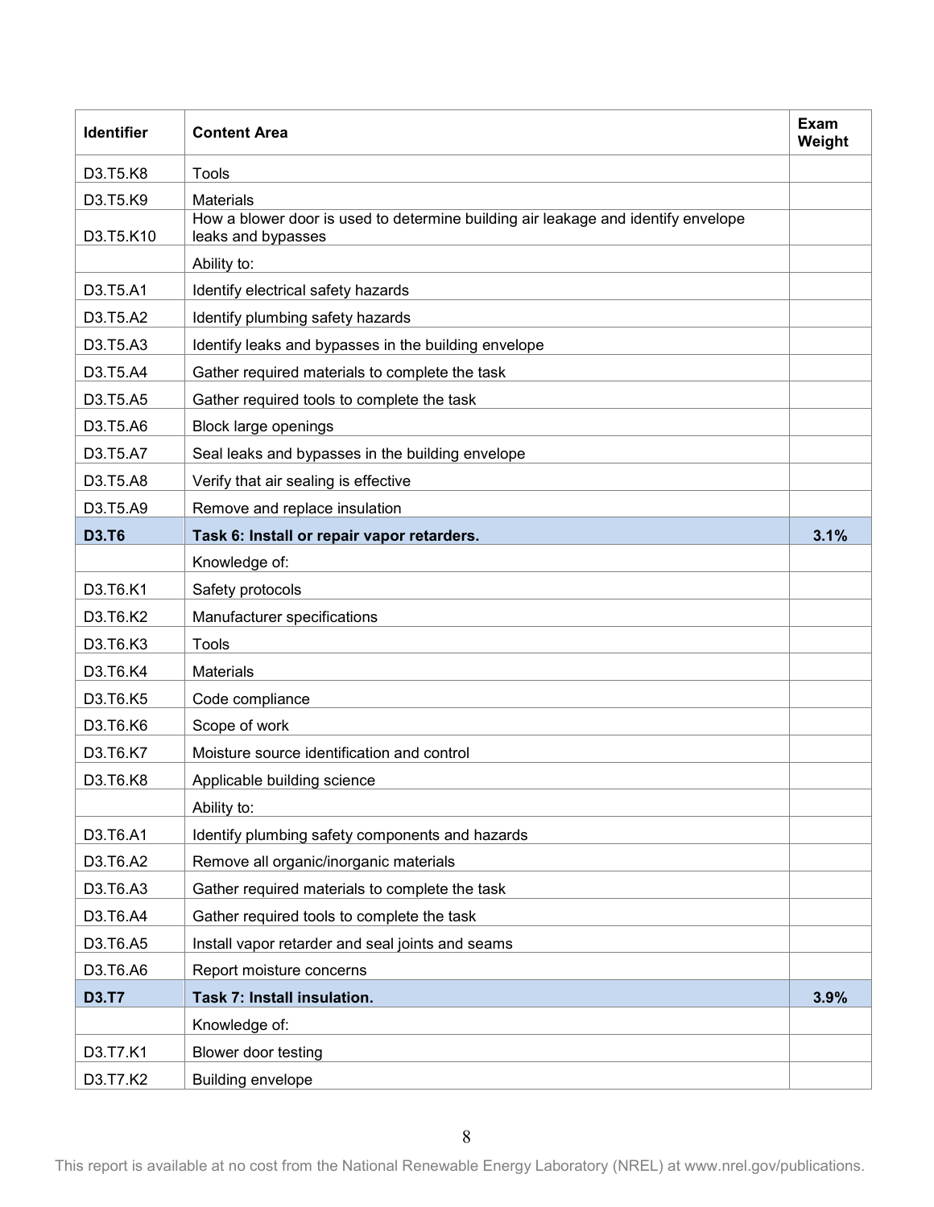| Identifier | Content Area | Exam Weight |
|---|---|---|
| D3.T5.K8 | Tools | |
| D3.T5.K9 | Materials | |
| D3.T5.K10 | How a blower door is used to determine building air leakage and identify envelope leaks and bypasses | |
| | Ability to: | |
| D3.T5.A1 | Identify electrical safety hazards | |
| D3.T5.A2 | Identify plumbing safety hazards | |
| D3.T5.A3 | Identify leaks and bypasses in the building envelope | |
| D3.T5.A4 | Gather required materials to complete the task | |
| D3.T5.A5 | Gather required tools to complete the task | |
| D3.T5.A6 | Block large openings | |
| D3.T5.A7 | Seal leaks and bypasses in the building envelope | |
| D3.T5.A8 | Verify that air sealing is effective | |
| D3.T5.A9 | Remove and replace insulation | |
| **D3.T6** | **Task 6: Install or repair vapor retarders.** | **3.1%** |
| | Knowledge of: | |
| D3.T6.K1 | Safety protocols | |
| D3.T6.K2 | Manufacturer specifications | |
| D3.T6.K3 | Tools | |
| D3.T6.K4 | Materials | |
| D3.T6.K5 | Code compliance | |
| D3.T6.K6 | Scope of work | |
| D3.T6.K7 | Moisture source identification and control | |
| D3.T6.K8 | Applicable building science | |
| | Ability to: | |
| D3.T6.A1 | Identify plumbing safety components and hazards | |
| D3.T6.A2 | Remove all organic/inorganic materials | |
| D3.T6.A3 | Gather required materials to complete the task | |
| D3.T6.A4 | Gather required tools to complete the task | |
| D3.T6.A5 | Install vapor retarder and seal joints and seams | |
| D3.T6.A6 | Report moisture concerns | |
| **D3.T7** | **Task 7: Install insulation.** | **3.9%** |
| | Knowledge of: | |
| D3.T7.K1 | Blower door testing | |
| D3.T7.K2 | Building envelope | |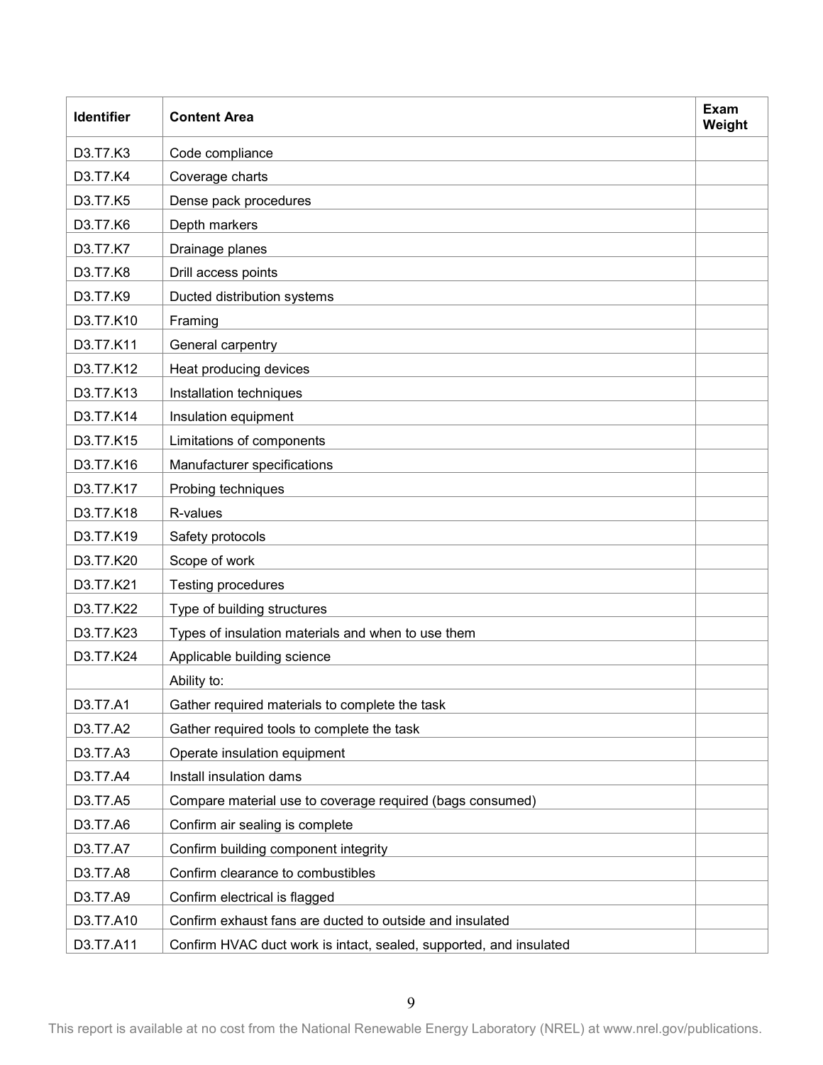| Identifier | Content Area | Exam Weight |
|---|---|---|
| D3.T7.K3 | Code compliance | |
| D3.T7.K4 | Coverage charts | |
| D3.T7.K5 | Dense pack procedures | |
| D3.T7.K6 | Depth markers | |
| D3.T7.K7 | Drainage planes | |
| D3.T7.K8 | Drill access points | |
| D3.T7.K9 | Ducted distribution systems | |
| D3.T7.K10 | Framing | |
| D3.T7.K11 | General carpentry | |
| D3.T7.K12 | Heat producing devices | |
| D3.T7.K13 | Installation techniques | |
| D3.T7.K14 | Insulation equipment | |
| D3.T7.K15 | Limitations of components | |
| D3.T7.K16 | Manufacturer specifications | |
| D3.T7.K17 | Probing techniques | |
| D3.T7.K18 | R-values | |
| D3.T7.K19 | Safety protocols | |
| D3.T7.K20 | Scope of work | |
| D3.T7.K21 | Testing procedures | |
| D3.T7.K22 | Type of building structures | |
| D3.T7.K23 | Types of insulation materials and when to use them | |
| D3.T7.K24 | Applicable building science | |
| | Ability to: | |
| D3.T7.A1 | Gather required materials to complete the task | |
| D3.T7.A2 | Gather required tools to complete the task | |
| D3.T7.A3 | Operate insulation equipment | |
| D3.T7.A4 | Install insulation dams | |
| D3.T7.A5 | Compare material use to coverage required (bags consumed) | |
| D3.T7.A6 | Confirm air sealing is complete | |
| D3.T7.A7 | Confirm building component integrity | |
| D3.T7.A8 | Confirm clearance to combustibles | |
| D3.T7.A9 | Confirm electrical is flagged | |
| D3.T7.A10 | Confirm exhaust fans are ducted to outside and insulated | |
| D3.T7.A11 | Confirm HVAC duct work is intact, sealed, supported, and insulated | |

This report is available at no cost from the National Renewable Energy Laboratory (NREL) at www.nrel.gov/publications.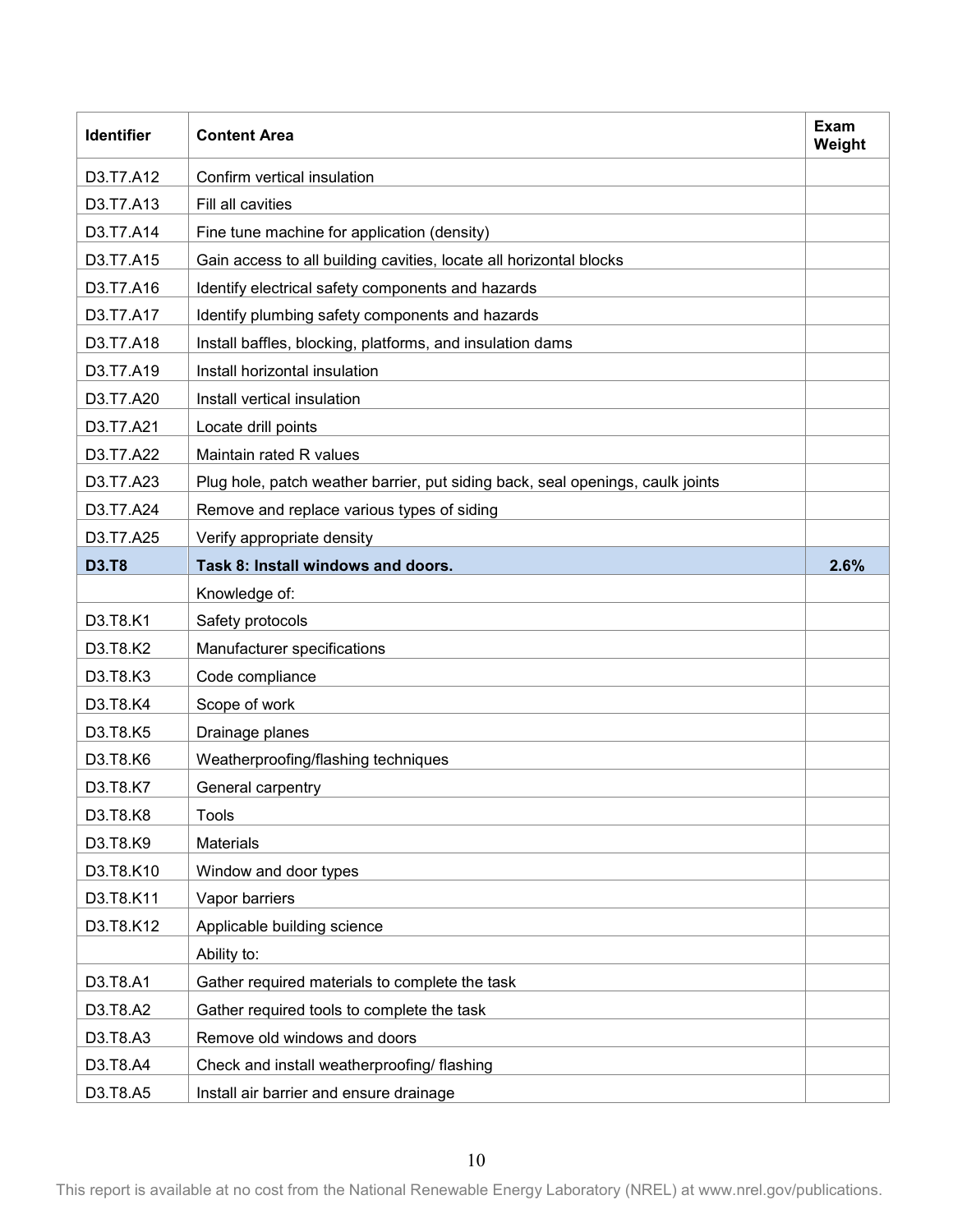| Identifier | Content Area | Exam Weight |
|---|---|---|
| D3.T7.A12 | Confirm vertical insulation | |
| D3.T7.A13 | Fill all cavities | |
| D3.T7.A14 | Fine tune machine for application (density) | |
| D3.T7.A15 | Gain access to all building cavities, locate all horizontal blocks | |
| D3.T7.A16 | Identify electrical safety components and hazards | |
| D3.T7.A17 | Identify plumbing safety components and hazards | |
| D3.T7.A18 | Install baffles, blocking, platforms, and insulation dams | |
| D3.T7.A19 | Install horizontal insulation | |
| D3.T7.A20 | Install vertical insulation | |
| D3.T7.A21 | Locate drill points | |
| D3.T7.A22 | Maintain rated R values | |
| D3.T7.A23 | Plug hole, patch weather barrier, put siding back, seal openings, caulk joints | |
| D3.T7.A24 | Remove and replace various types of siding | |
| D3.T7.A25 | Verify appropriate density | |
| **D3.T8** | **Task 8: Install windows and doors.** | **2.6%** |
| | Knowledge of: | |
| D3.T8.K1 | Safety protocols | |
| D3.T8.K2 | Manufacturer specifications | |
| D3.T8.K3 | Code compliance | |
| D3.T8.K4 | Scope of work | |
| D3.T8.K5 | Drainage planes | |
| D3.T8.K6 | Weatherproofing/flashing techniques | |
| D3.T8.K7 | General carpentry | |
| D3.T8.K8 | Tools | |
| D3.T8.K9 | Materials | |
| D3.T8.K10 | Window and door types | |
| D3.T8.K11 | Vapor barriers | |
| D3.T8.K12 | Applicable building science | |
| | Ability to: | |
| D3.T8.A1 | Gather required materials to complete the task | |
| D3.T8.A2 | Gather required tools to complete the task | |
| D3.T8.A3 | Remove old windows and doors | |
| D3.T8.A4 | Check and install weatherproofing/ flashing | |
| D3.T8.A5 | Install air barrier and ensure drainage | |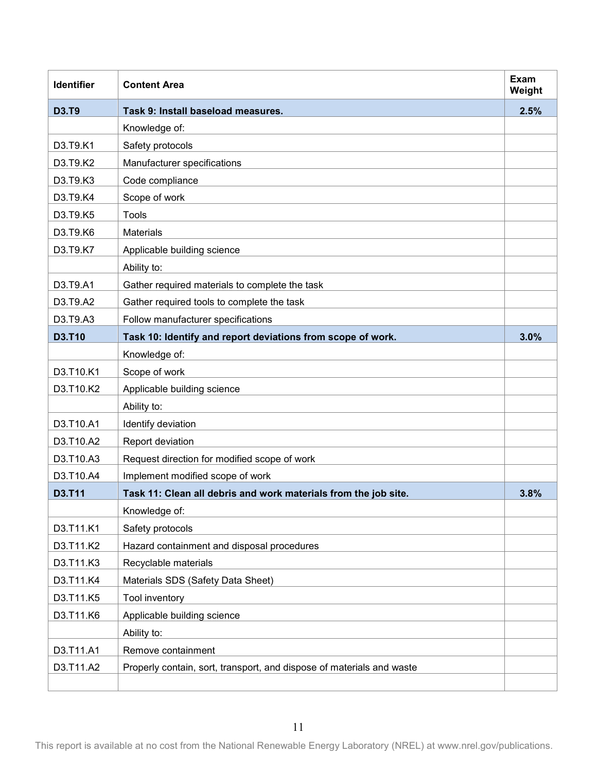| Identifier | Content Area | Exam Weight |
|---|---|---|
| **D3.T9** | **Task 9: Install baseload measures.** | **2.5%** |
| | Knowledge of: | |
| D3.T9.K1 | Safety protocols | |
| D3.T9.K2 | Manufacturer specifications | |
| D3.T9.K3 | Code compliance | |
| D3.T9.K4 | Scope of work | |
| D3.T9.K5 | Tools | |
| D3.T9.K6 | Materials | |
| D3.T9.K7 | Applicable building science | |
| | Ability to: | |
| D3.T9.A1 | Gather required materials to complete the task | |
| D3.T9.A2 | Gather required tools to complete the task | |
| D3.T9.A3 | Follow manufacturer specifications | |
| **D3.T10** | **Task 10: Identify and report deviations from scope of work.** | **3.0%** |
| | Knowledge of: | |
| D3.T10.K1 | Scope of work | |
| D3.T10.K2 | Applicable building science | |
| | Ability to: | |
| D3.T10.A1 | Identify deviation | |
| D3.T10.A2 | Report deviation | |
| D3.T10.A3 | Request direction for modified scope of work | |
| D3.T10.A4 | Implement modified scope of work | |
| **D3.T11** | **Task 11: Clean all debris and work materials from the job site.** | **3.8%** |
| | Knowledge of: | |
| D3.T11.K1 | Safety protocols | |
| D3.T11.K2 | Hazard containment and disposal procedures | |
| D3.T11.K3 | Recyclable materials | |
| D3.T11.K4 | Materials SDS (Safety Data Sheet) | |
| D3.T11.K5 | Tool inventory | |
| D3.T11.K6 | Applicable building science | |
| | Ability to: | |
| D3.T11.A1 | Remove containment | |
| D3.T11.A2 | Properly contain, sort, transport, and dispose of materials and waste | |
| | | |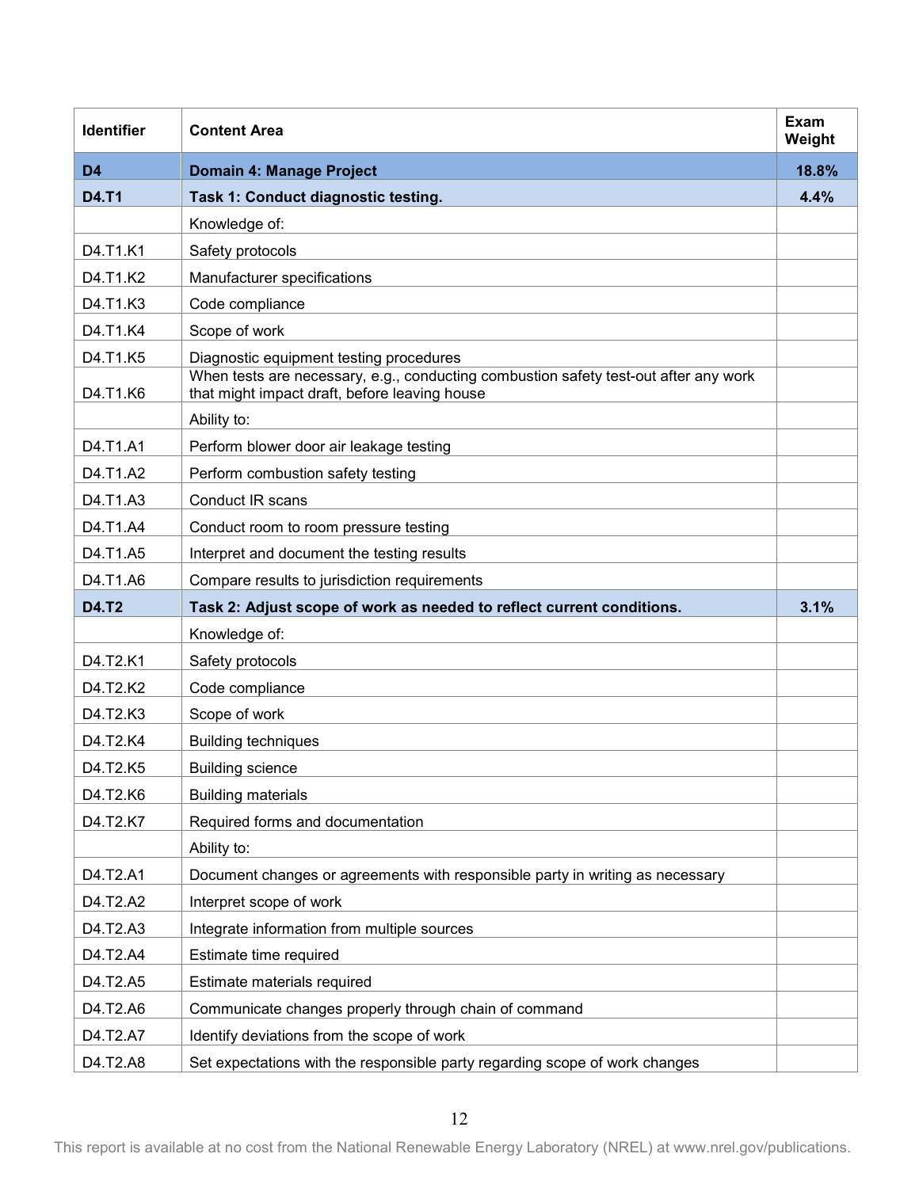| Identifier | Content Area | Exam Weight |
|---|---|---|
| **D4** | **Domain 4: Manage Project** | **18.8%** |
| **D4.T1** | **Task 1: Conduct diagnostic testing.** | **4.4%** |
| | Knowledge of: | |
| D4.T1.K1 | Safety protocols | |
| D4.T1.K2 | Manufacturer specifications | |
| D4.T1.K3 | Code compliance | |
| D4.T1.K4 | Scope of work | |
| D4.T1.K5 | Diagnostic equipment testing procedures | |
| D4.T1.K6 | When tests are necessary, e.g., conducting combustion safety test-out after any work that might impact draft, before leaving house | |
| | Ability to: | |
| D4.T1.A1 | Perform blower door air leakage testing | |
| D4.T1.A2 | Perform combustion safety testing | |
| D4.T1.A3 | Conduct IR scans | |
| D4.T1.A4 | Conduct room to room pressure testing | |
| D4.T1.A5 | Interpret and document the testing results | |
| D4.T1.A6 | Compare results to jurisdiction requirements | |
| **D4.T2** | **Task 2: Adjust scope of work as needed to reflect current conditions.** | **3.1%** |
| | Knowledge of: | |
| D4.T2.K1 | Safety protocols | |
| D4.T2.K2 | Code compliance | |
| D4.T2.K3 | Scope of work | |
| D4.T2.K4 | Building techniques | |
| D4.T2.K5 | Building science | |
| D4.T2.K6 | Building materials | |
| D4.T2.K7 | Required forms and documentation | |
| | Ability to: | |
| D4.T2.A1 | Document changes or agreements with responsible party in writing as necessary | |
| D4.T2.A2 | Interpret scope of work | |
| D4.T2.A3 | Integrate information from multiple sources | |
| D4.T2.A4 | Estimate time required | |
| D4.T2.A5 | Estimate materials required | |
| D4.T2.A6 | Communicate changes properly through chain of command | |
| D4.T2.A7 | Identify deviations from the scope of work | |
| D4.T2.A8 | Set expectations with the responsible party regarding scope of work changes | |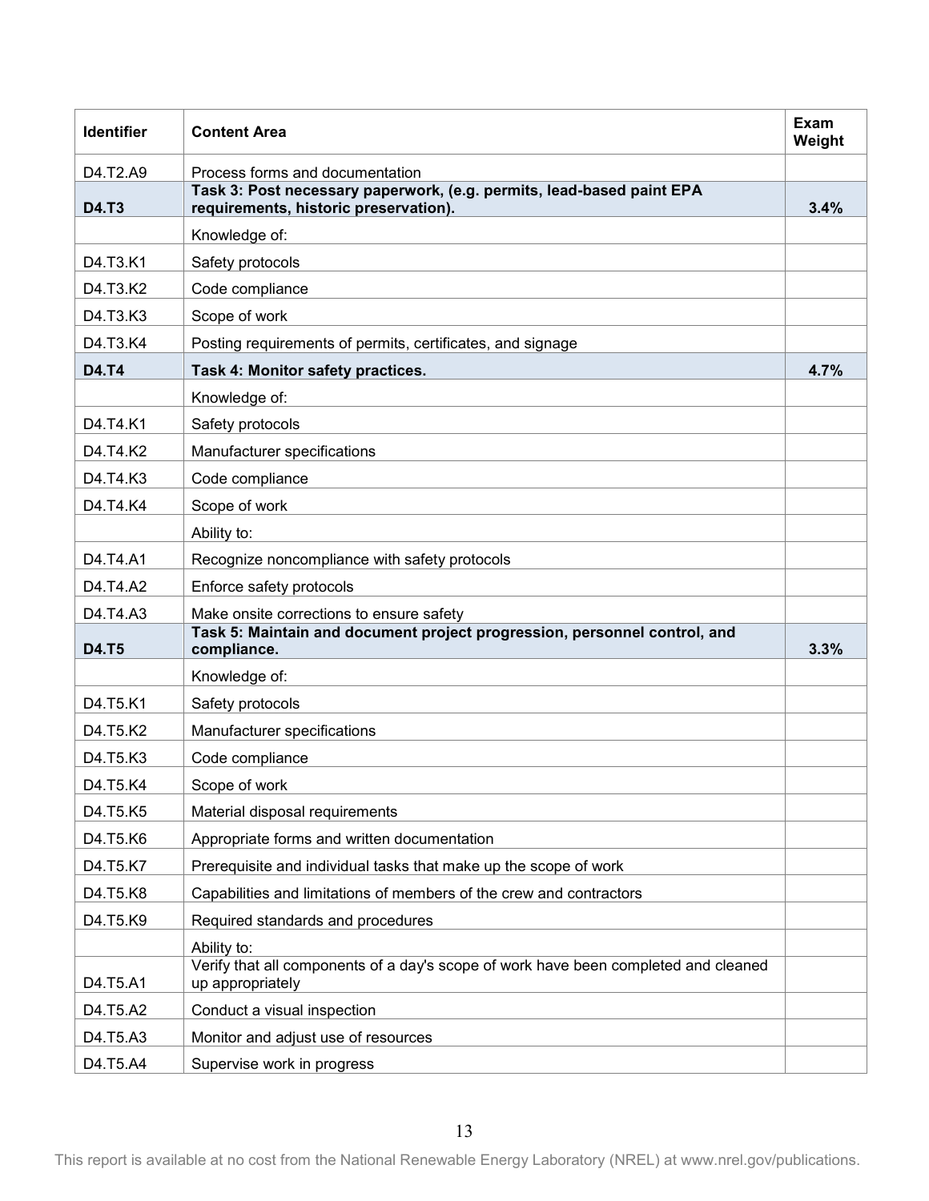| Identifier | Content Area | Exam Weight |
|---|---|---|
| D4.T2.A9 | Process forms and documentation | |
| **D4.T3** | **Task 3: Post necessary paperwork, (e.g. permits, lead-based paint EPA requirements, historic preservation).** | **3.4%** |
| | Knowledge of: | |
| D4.T3.K1 | Safety protocols | |
| D4.T3.K2 | Code compliance | |
| D4.T3.K3 | Scope of work | |
| D4.T3.K4 | Posting requirements of permits, certificates, and signage | |
| **D4.T4** | **Task 4: Monitor safety practices.** | **4.7%** |
| | Knowledge of: | |
| D4.T4.K1 | Safety protocols | |
| D4.T4.K2 | Manufacturer specifications | |
| D4.T4.K3 | Code compliance | |
| D4.T4.K4 | Scope of work | |
| | Ability to: | |
| D4.T4.A1 | Recognize noncompliance with safety protocols | |
| D4.T4.A2 | Enforce safety protocols | |
| D4.T4.A3 | Make onsite corrections to ensure safety | |
| **D4.T5** | **Task 5: Maintain and document project progression, personnel control, and compliance.** | **3.3%** |
| | Knowledge of: | |
| D4.T5.K1 | Safety protocols | |
| D4.T5.K2 | Manufacturer specifications | |
| D4.T5.K3 | Code compliance | |
| D4.T5.K4 | Scope of work | |
| D4.T5.K5 | Material disposal requirements | |
| D4.T5.K6 | Appropriate forms and written documentation | |
| D4.T5.K7 | Prerequisite and individual tasks that make up the scope of work | |
| D4.T5.K8 | Capabilities and limitations of members of the crew and contractors | |
| D4.T5.K9 | Required standards and procedures | |
| | Ability to: | |
| D4.T5.A1 | Verify that all components of a day's scope of work have been completed and cleaned up appropriately | |
| D4.T5.A2 | Conduct a visual inspection | |
| D4.T5.A3 | Monitor and adjust use of resources | |
| D4.T5.A4 | Supervise work in progress | |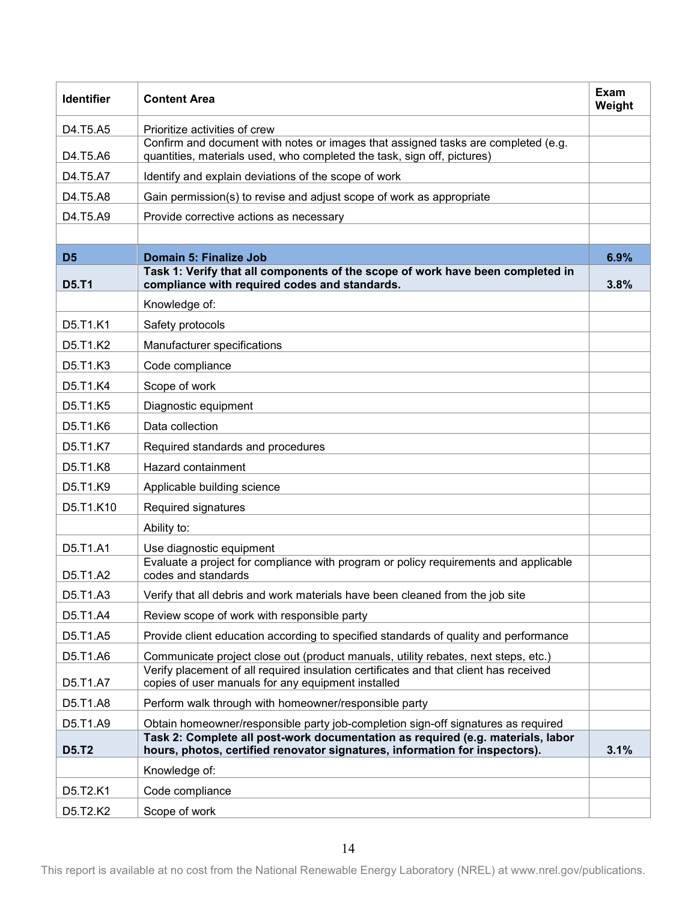| Identifier | Content Area | Exam Weight |
|---|---|---|
| D4.T5.A5 | Prioritize activities of crew | |
| D4.T5.A6 | Confirm and document with notes or images that assigned tasks are completed (e.g. quantities, materials used, who completed the task, sign off, pictures) | |
| D4.T5.A7 | Identify and explain deviations of the scope of work | |
| D4.T5.A8 | Gain permission(s) to revise and adjust scope of work as appropriate | |
| D4.T5.A9 | Provide corrective actions as necessary | |
| | | |
| **D5** | **Domain 5: Finalize Job** | **6.9%** |
| **D5.T1** | **Task 1: Verify that all components of the scope of work have been completed in compliance with required codes and standards.** | **3.8%** |
| | Knowledge of: | |
| D5.T1.K1 | Safety protocols | |
| D5.T1.K2 | Manufacturer specifications | |
| D5.T1.K3 | Code compliance | |
| D5.T1.K4 | Scope of work | |
| D5.T1.K5 | Diagnostic equipment | |
| D5.T1.K6 | Data collection | |
| D5.T1.K7 | Required standards and procedures | |
| D5.T1.K8 | Hazard containment | |
| D5.T1.K9 | Applicable building science | |
| D5.T1.K10 | Required signatures | |
| | Ability to: | |
| D5.T1.A1 | Use diagnostic equipment | |
| D5.T1.A2 | Evaluate a project for compliance with program or policy requirements and applicable codes and standards | |
| D5.T1.A3 | Verify that all debris and work materials have been cleaned from the job site | |
| D5.T1.A4 | Review scope of work with responsible party | |
| D5.T1.A5 | Provide client education according to specified standards of quality and performance | |
| D5.T1.A6 | Communicate project close out (product manuals, utility rebates, next steps, etc.) | |
| D5.T1.A7 | Verify placement of all required insulation certificates and that client has received copies of user manuals for any equipment installed | |
| D5.T1.A8 | Perform walk through with homeowner/responsible party | |
| D5.T1.A9 | Obtain homeowner/responsible party job-completion sign-off signatures as required | |
| **D5.T2** | **Task 2: Complete all post-work documentation as required (e.g. materials, labor hours, photos, certified renovator signatures, information for inspectors).** | **3.1%** |
| | Knowledge of: | |
| D5.T2.K1 | Code compliance | |
| D5.T2.K2 | Scope of work | |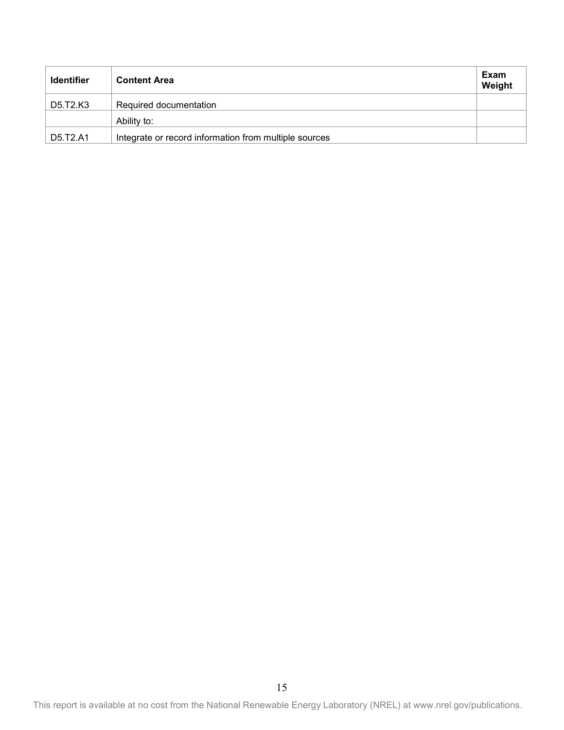| Identifier | Content Area | Exam Weight |
|---|---|---|
| D5.T2.K3 | Required documentation | |
| | Ability to: | |
| D5.T2.A1 | Integrate or record information from multiple sources | |